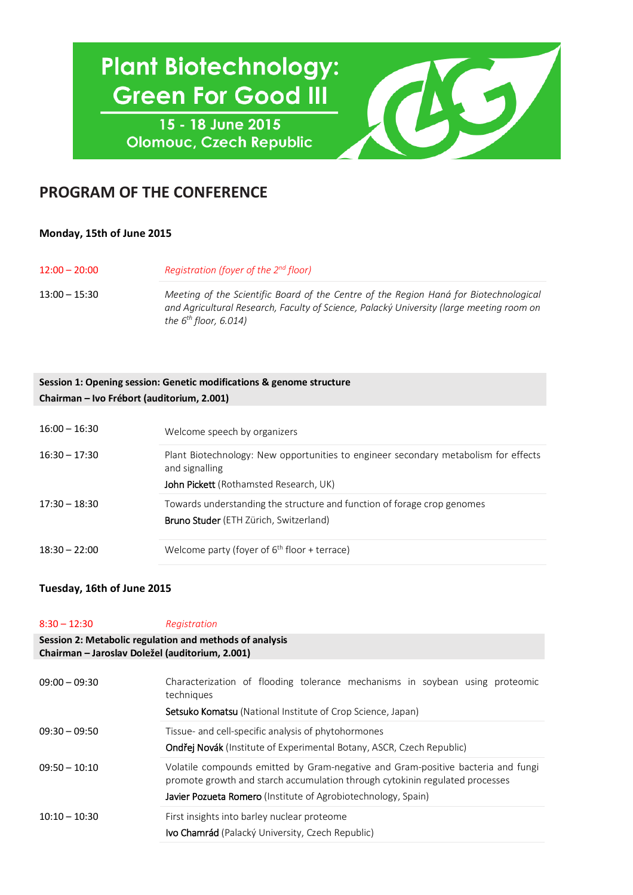# Plant Biotechnology: Green For Good III

15 - 18 June 2015
Olomouc, Czech Republic

## PROGRAM OF THE CONFERENCE

### Monday, 15th of June 2015

| | |
|---|---|
| 12:00 – 20:00 | *Registration (foyer of the 2nd floor)* |
| 13:00 – 15:30 | *Meeting of the Scientific Board of the Centre of the Region Haná for Biotechnological and Agricultural Research, Faculty of Science, Palacký University (large meeting room on the 6th floor, 6.014)* |

**Session 1: Opening session: Genetic modifications & genome structure**
**Chairman – Ivo Frébort (auditorium, 2.001)**

| | |
|---|---|
| 16:00 – 16:30 | Welcome speech by organizers |
| 16:30 – 17:30 | Plant Biotechnology: New opportunities to engineer secondary metabolism for effects and signalling<br>John Pickett (Rothamsted Research, UK) |
| 17:30 – 18:30 | Towards understanding the structure and function of forage crop genomes<br>Bruno Studer (ETH Zürich, Switzerland) |
| 18:30 – 22:00 | Welcome party (foyer of 6th floor + terrace) |

### Tuesday, 16th of June 2015

| | |
|---|---|
| 8:30 – 12:30 | *Registration* |

**Session 2: Metabolic regulation and methods of analysis**
**Chairman – Jaroslav Doležel (auditorium, 2.001)**

| | |
|---|---|
| 09:00 – 09:30 | Characterization of flooding tolerance mechanisms in soybean using proteomic techniques<br>Setsuko Komatsu (National Institute of Crop Science, Japan) |
| 09:30 – 09:50 | Tissue- and cell-specific analysis of phytohormones<br>Ondřej Novák (Institute of Experimental Botany, ASCR, Czech Republic) |
| 09:50 – 10:10 | Volatile compounds emitted by Gram-negative and Gram-positive bacteria and fungi promote growth and starch accumulation through cytokinin regulated processes<br>Javier Pozueta Romero (Institute of Agrobiotechnology, Spain) |
| 10:10 – 10:30 | First insights into barley nuclear proteome<br>Ivo Chamrád (Palacký University, Czech Republic) |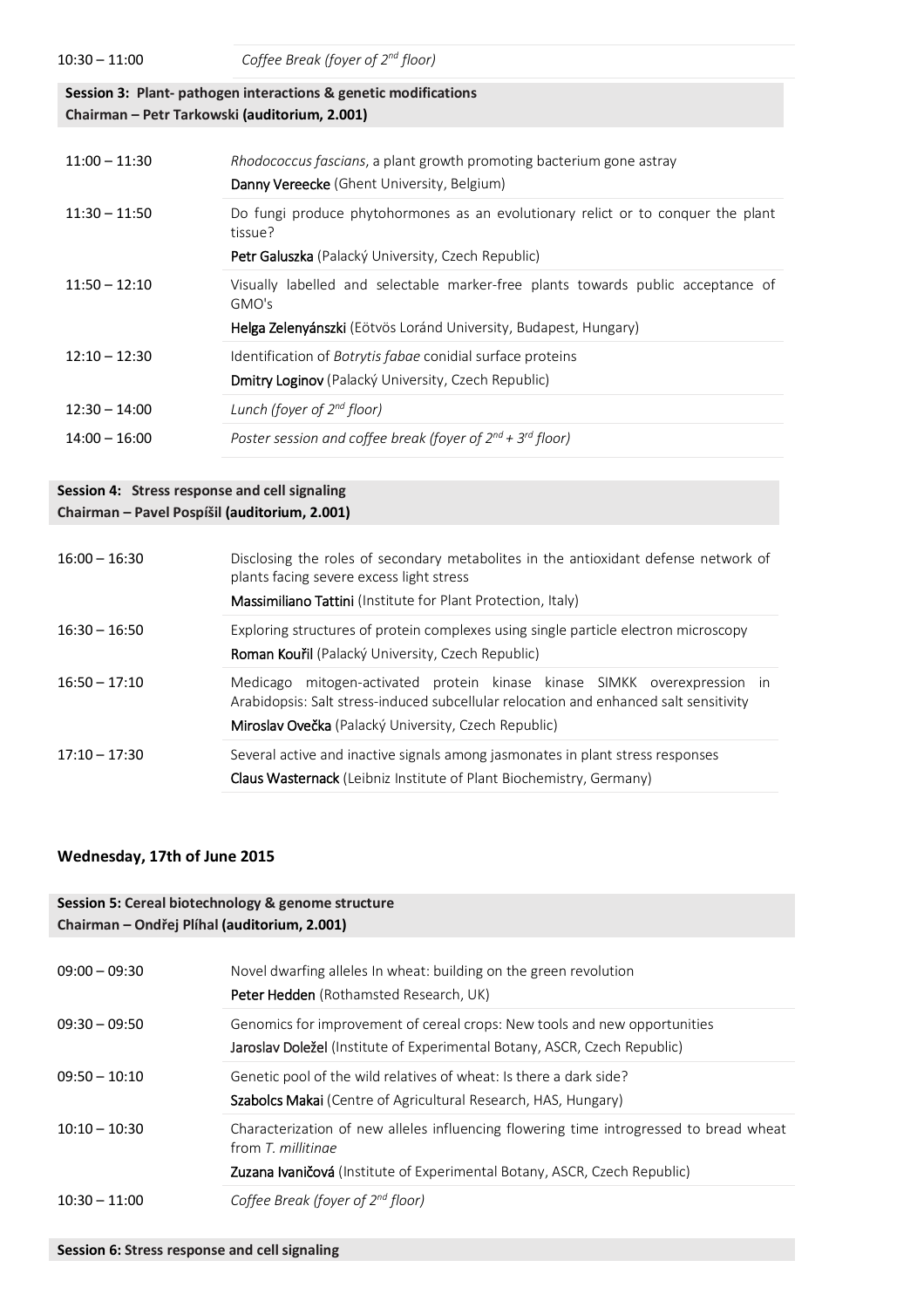| | |
|---|---|
| 10:30 – 11:00 | *Coffee Break (foyer of 2nd floor)* |

**Session 3: Plant- pathogen interactions & genetic modifications**
**Chairman – Petr Tarkowski (auditorium, 2.001)**

| | |
|---|---|
| 11:00 – 11:30 | *Rhodococcus fascians*, a plant growth promoting bacterium gone astray<br>**Danny Vereecke** (Ghent University, Belgium) |
| 11:30 – 11:50 | Do fungi produce phytohormones as an evolutionary relict or to conquer the plant tissue?<br>**Petr Galuszka** (Palacký University, Czech Republic) |
| 11:50 – 12:10 | Visually labelled and selectable marker-free plants towards public acceptance of GMO's<br>**Helga Zelenyánszki** (Eötvös Loránd University, Budapest, Hungary) |
| 12:10 – 12:30 | Identification of *Botrytis fabae* conidial surface proteins<br>**Dmitry Loginov** (Palacký University, Czech Republic) |
| 12:30 – 14:00 | *Lunch (foyer of 2nd floor)* |
| 14:00 – 16:00 | *Poster session and coffee break (foyer of 2nd + 3rd floor)* |

**Session 4: Stress response and cell signaling**
**Chairman – Pavel Pospíšil (auditorium, 2.001)**

| | |
|---|---|
| 16:00 – 16:30 | Disclosing the roles of secondary metabolites in the antioxidant defense network of plants facing severe excess light stress<br>**Massimiliano Tattini** (Institute for Plant Protection, Italy) |
| 16:30 – 16:50 | Exploring structures of protein complexes using single particle electron microscopy<br>**Roman Kouřil** (Palacký University, Czech Republic) |
| 16:50 – 17:10 | Medicago mitogen-activated protein kinase kinase SIMKK overexpression in Arabidopsis: Salt stress-induced subcellular relocation and enhanced salt sensitivity<br>**Miroslav Ovečka** (Palacký University, Czech Republic) |
| 17:10 – 17:30 | Several active and inactive signals among jasmonates in plant stress responses<br>**Claus Wasternack** (Leibniz Institute of Plant Biochemistry, Germany) |

## Wednesday, 17th of June 2015

**Session 5: Cereal biotechnology & genome structure**
**Chairman – Ondřej Plíhal (auditorium, 2.001)**

| | |
|---|---|
| 09:00 – 09:30 | Novel dwarfing alleles In wheat: building on the green revolution<br>**Peter Hedden** (Rothamsted Research, UK) |
| 09:30 – 09:50 | Genomics for improvement of cereal crops: New tools and new opportunities<br>**Jaroslav Doležel** (Institute of Experimental Botany, ASCR, Czech Republic) |
| 09:50 – 10:10 | Genetic pool of the wild relatives of wheat: Is there a dark side?<br>**Szabolcs Makai** (Centre of Agricultural Research, HAS, Hungary) |
| 10:10 – 10:30 | Characterization of new alleles influencing flowering time introgressed to bread wheat from *T. millitinae*<br>**Zuzana Ivaničová** (Institute of Experimental Botany, ASCR, Czech Republic) |
| 10:30 – 11:00 | *Coffee Break (foyer of 2nd floor)* |

**Session 6: Stress response and cell signaling**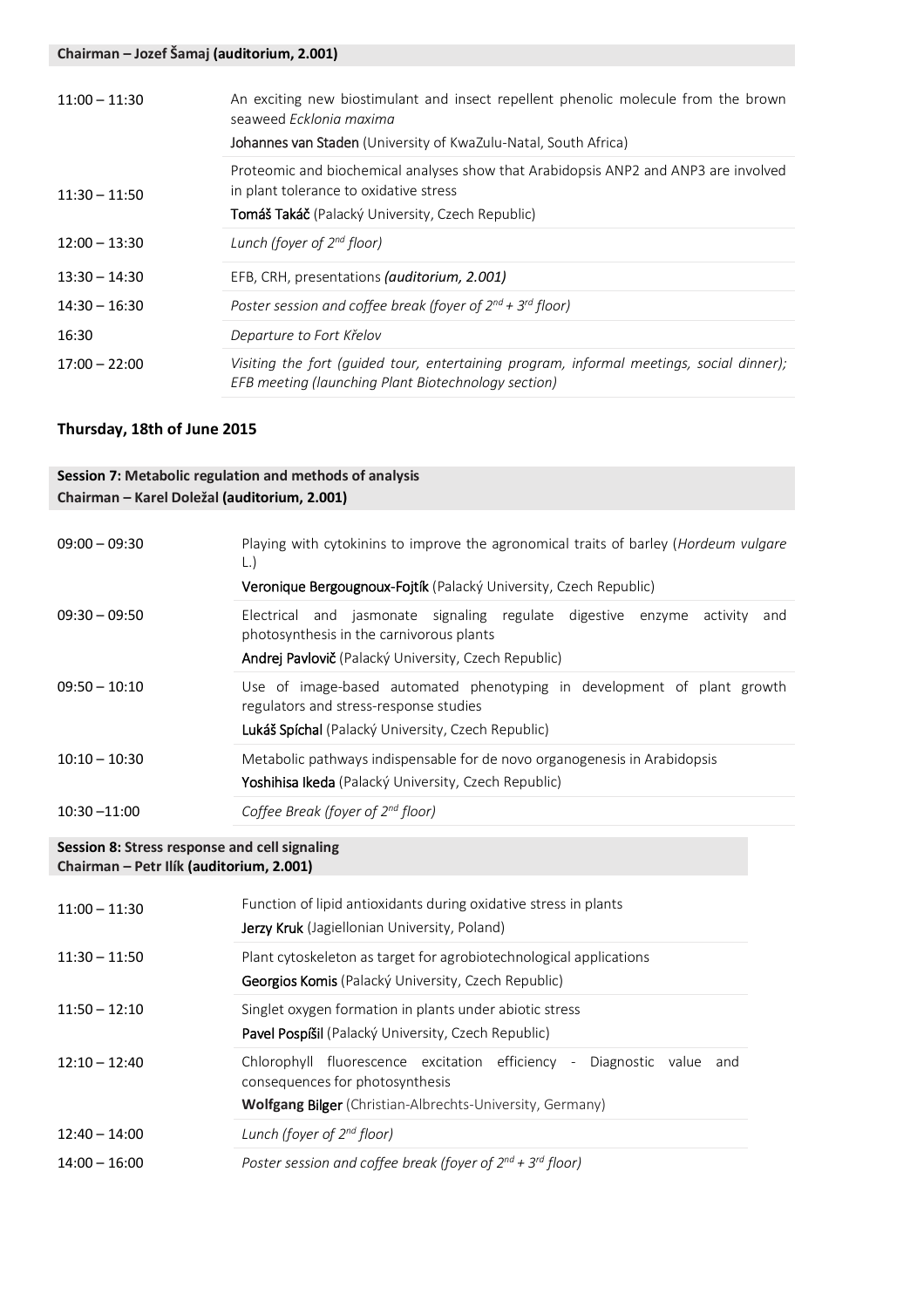**Chairman – Jozef Šamaj (auditorium, 2.001)**

| | |
|---|---|
| 11:00 – 11:30 | An exciting new biostimulant and insect repellent phenolic molecule from the brown seaweed *Ecklonia maxima*<br>Johannes van Staden (University of KwaZulu-Natal, South Africa) |
| 11:30 – 11:50 | Proteomic and biochemical analyses show that Arabidopsis ANP2 and ANP3 are involved in plant tolerance to oxidative stress<br>**Tomáš Takáč** (Palacký University, Czech Republic) |
| 12:00 – 13:30 | *Lunch (foyer of 2nd floor)* |
| 13:30 – 14:30 | EFB, CRH, presentations ***(auditorium, 2.001)*** |
| 14:30 – 16:30 | *Poster session and coffee break (foyer of 2nd + 3rd floor)* |
| 16:30 | *Departure to Fort Křelov* |
| 17:00 – 22:00 | *Visiting the fort (guided tour, entertaining program, informal meetings, social dinner); EFB meeting (launching Plant Biotechnology section)* |

## Thursday, 18th of June 2015

**Session 7: Metabolic regulation and methods of analysis**
**Chairman – Karel Doležal (auditorium, 2.001)**

| | |
|---|---|
| 09:00 – 09:30 | Playing with cytokinins to improve the agronomical traits of barley (*Hordeum vulgare* L.)<br>Veronique Bergougnoux-Fojtík (Palacký University, Czech Republic) |
| 09:30 – 09:50 | Electrical and jasmonate signaling regulate digestive enzyme activity and photosynthesis in the carnivorous plants<br>Andrej Pavlovič (Palacký University, Czech Republic) |
| 09:50 – 10:10 | Use of image-based automated phenotyping in development of plant growth regulators and stress-response studies<br>Lukáš Spíchal (Palacký University, Czech Republic) |
| 10:10 – 10:30 | Metabolic pathways indispensable for de novo organogenesis in Arabidopsis<br>Yoshihisa Ikeda (Palacký University, Czech Republic) |
| 10:30 –11:00 | *Coffee Break (foyer of 2nd floor)* |

**Session 8: Stress response and cell signaling**
**Chairman – Petr Ilík (auditorium, 2.001)**

| | |
|---|---|
| 11:00 – 11:30 | Function of lipid antioxidants during oxidative stress in plants<br>Jerzy Kruk (Jagiellonian University, Poland) |
| 11:30 – 11:50 | Plant cytoskeleton as target for agrobiotechnological applications<br>Georgios Komis (Palacký University, Czech Republic) |
| 11:50 – 12:10 | Singlet oxygen formation in plants under abiotic stress<br>Pavel Pospíšil (Palacký University, Czech Republic) |
| 12:10 – 12:40 | Chlorophyll fluorescence excitation efficiency - Diagnostic value and consequences for photosynthesis<br>**Wolfgang Bilger** (Christian-Albrechts-University, Germany) |
| 12:40 – 14:00 | *Lunch (foyer of 2nd floor)* |
| 14:00 – 16:00 | *Poster session and coffee break (foyer of 2nd + 3rd floor)* |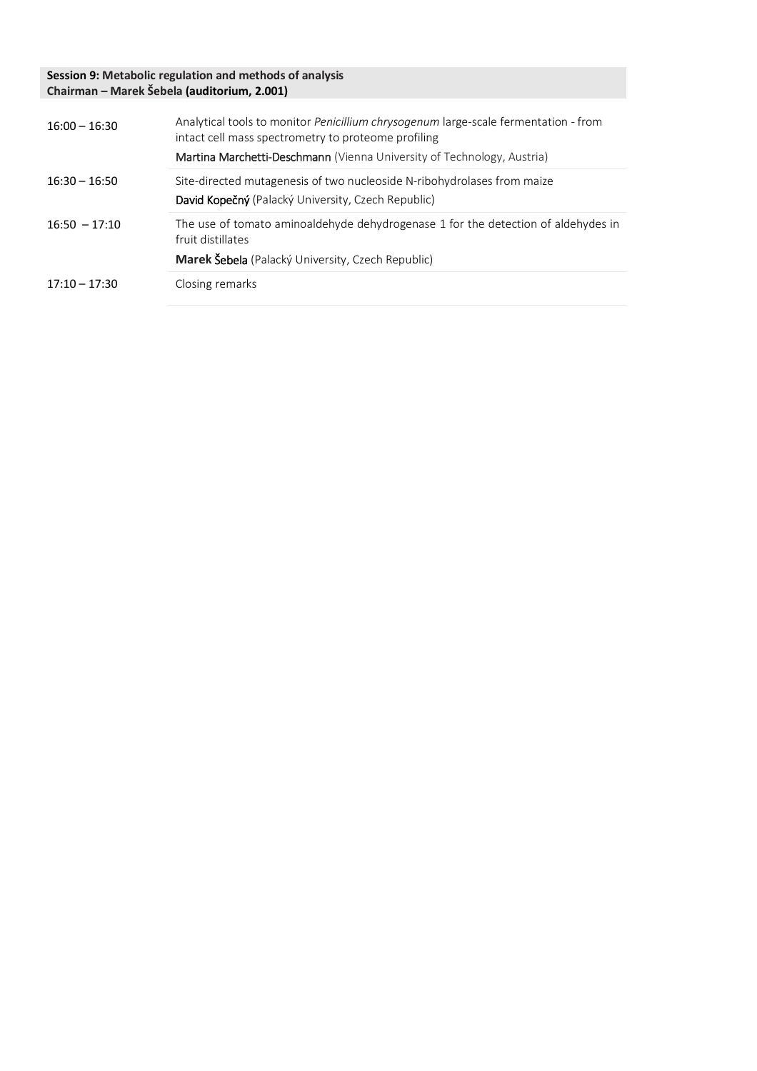**Session 9: Metabolic regulation and methods of analysis**
**Chairman – Marek Šebela (auditorium, 2.001)**

| | |
|---|---|
| 16:00 – 16:30 | Analytical tools to monitor *Penicillium chrysogenum* large-scale fermentation - from intact cell mass spectrometry to proteome profiling<br>**Martina Marchetti-Deschmann** (Vienna University of Technology, Austria) |
| 16:30 – 16:50 | Site-directed mutagenesis of two nucleoside N-ribohydrolases from maize<br>**David Kopečný** (Palacký University, Czech Republic) |
| 16:50 – 17:10 | The use of tomato aminoaldehyde dehydrogenase 1 for the detection of aldehydes in fruit distillates<br>**Marek Šebela** (Palacký University, Czech Republic) |
| 17:10 – 17:30 | Closing remarks |